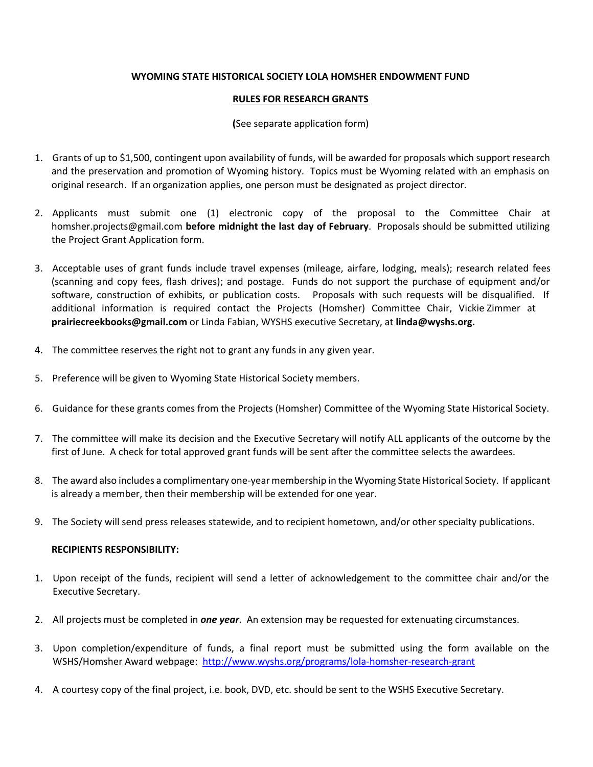**WYOMING STATE HISTORICAL SOCIETY LOLA HOMSHER ENDOWMENT FUND**

**RULES FOR RESEARCH GRANTS**

**(**See separate application form)

1. Grants of up to $1,500, contingent upon availability of funds, will be awarded for proposals which support research and the preservation and promotion of Wyoming history. Topics must be Wyoming related with an emphasis on original research. If an organization applies, one person must be designated as project director.

2. Applicants must submit one (1) electronic copy of the proposal to the Committee Chair at homsher.projects@gmail.com **before midnight the last day of February**. Proposals should be submitted utilizing the Project Grant Application form.

3. Acceptable uses of grant funds include travel expenses (mileage, airfare, lodging, meals); research related fees (scanning and copy fees, flash drives); and postage. Funds do not support the purchase of equipment and/or software, construction of exhibits, or publication costs. Proposals with such requests will be disqualified. If additional information is required contact the Projects (Homsher) Committee Chair, Vickie Zimmer at **prairiecreekbooks@gmail.com** or Linda Fabian, WYSHS executive Secretary, at **linda@wyshs.org.**

4. The committee reserves the right not to grant any funds in any given year.

5. Preference will be given to Wyoming State Historical Society members.

6. Guidance for these grants comes from the Projects (Homsher) Committee of the Wyoming State Historical Society.

7. The committee will make its decision and the Executive Secretary will notify ALL applicants of the outcome by the first of June. A check for total approved grant funds will be sent after the committee selects the awardees.

8. The award also includes a complimentary one-year membership in the Wyoming State Historical Society. If applicant is already a member, then their membership will be extended for one year.

9. The Society will send press releases statewide, and to recipient hometown, and/or other specialty publications.

**RECIPIENTS RESPONSIBILITY:**

1. Upon receipt of the funds, recipient will send a letter of acknowledgement to the committee chair and/or the Executive Secretary.

2. All projects must be completed in ***one year***. An extension may be requested for extenuating circumstances.

3. Upon completion/expenditure of funds, a final report must be submitted using the form available on the WSHS/Homsher Award webpage: http://www.wyshs.org/programs/lola-homsher-research-grant

4. A courtesy copy of the final project, i.e. book, DVD, etc. should be sent to the WSHS Executive Secretary.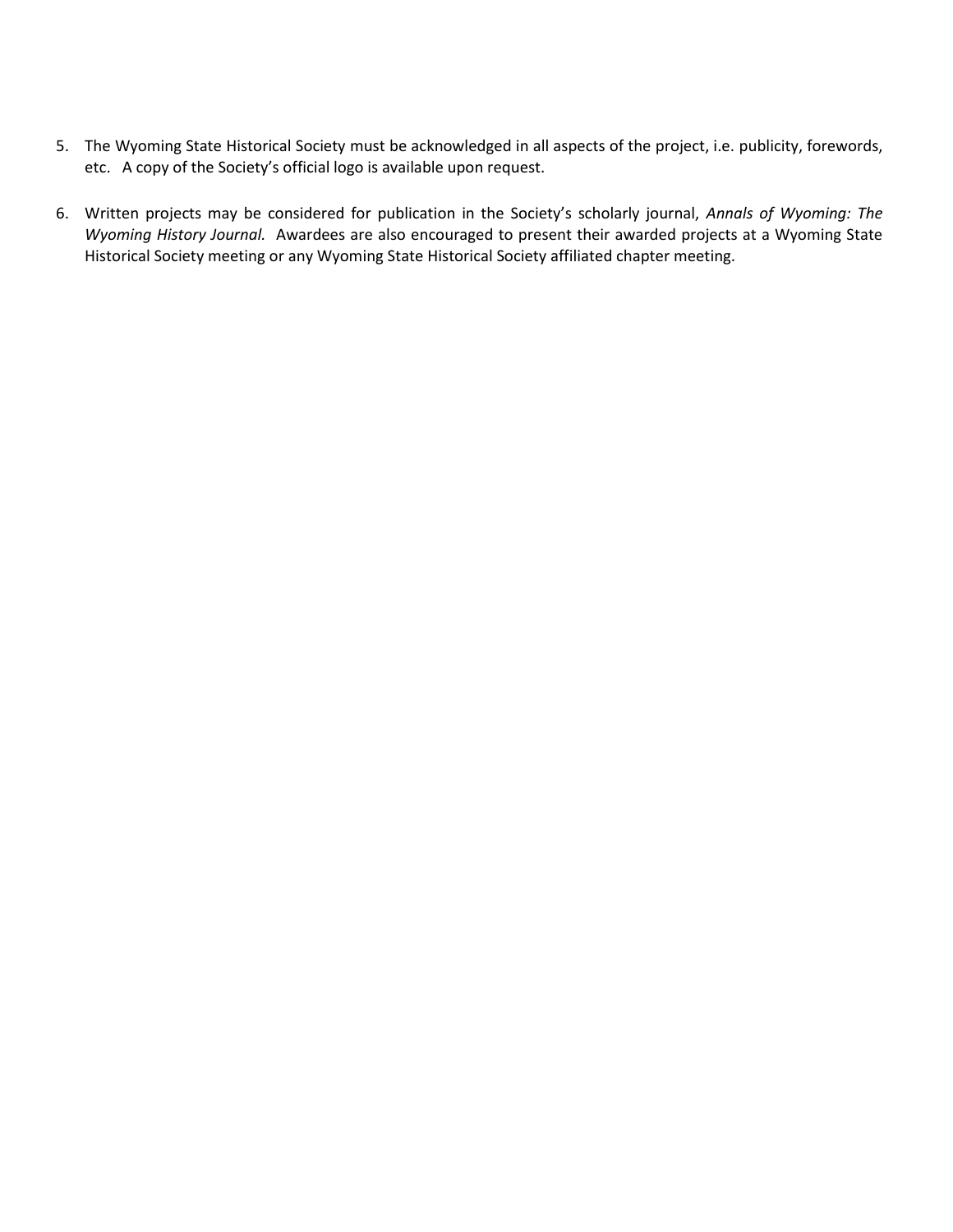5. The Wyoming State Historical Society must be acknowledged in all aspects of the project, i.e. publicity, forewords, etc. A copy of the Society's official logo is available upon request.

6. Written projects may be considered for publication in the Society's scholarly journal, *Annals of Wyoming: The Wyoming History Journal.* Awardees are also encouraged to present their awarded projects at a Wyoming State Historical Society meeting or any Wyoming State Historical Society affiliated chapter meeting.